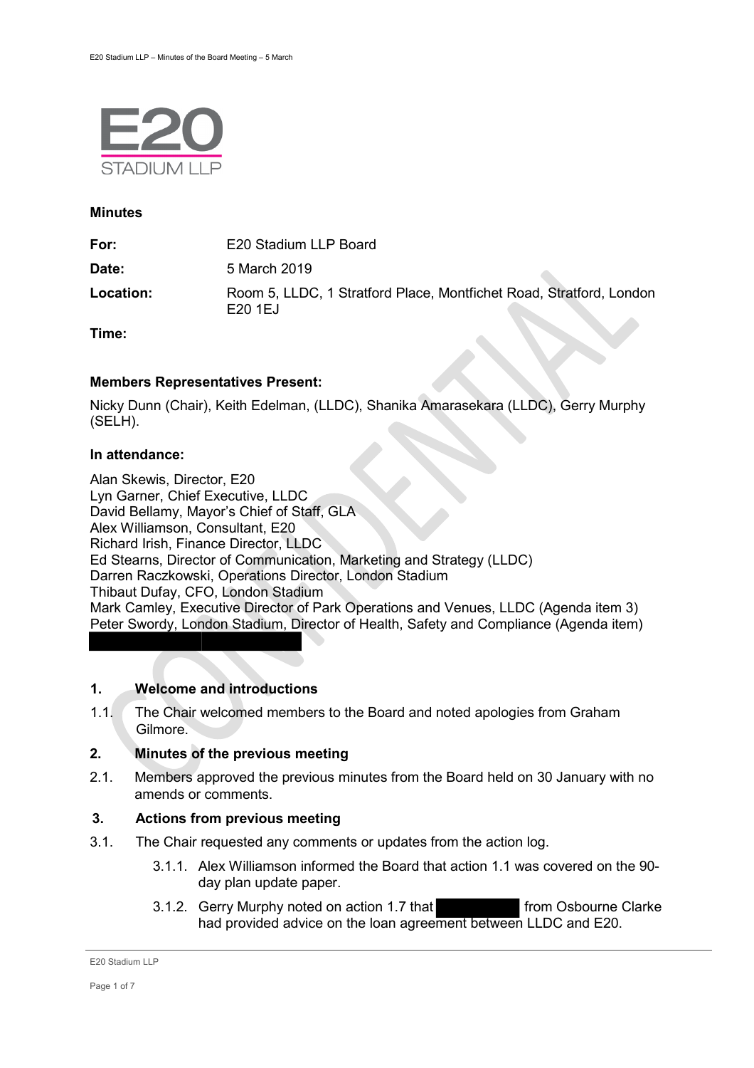E20 STADIUM LLP

**Minutes**

| | |
|---|---|
| **For:** | E20 Stadium LLP Board |
| **Date:** | 5 March 2019 |
| **Location:** | Room 5, LLDC, 1 Stratford Place, Montfichet Road, Stratford, London E20 1EJ |
| **Time:** | |

**Members Representatives Present:**

Nicky Dunn (Chair), Keith Edelman, (LLDC), Shanika Amarasekara (LLDC), Gerry Murphy (SELH).

**In attendance:**

Alan Skewis, Director, E20
Lyn Garner, Chief Executive, LLDC
David Bellamy, Mayor's Chief of Staff, GLA
Alex Williamson, Consultant, E20
Richard Irish, Finance Director, LLDC
Ed Stearns, Director of Communication, Marketing and Strategy (LLDC)
Darren Raczkowski, Operations Director, London Stadium
Thibaut Dufay, CFO, London Stadium
Mark Camley, Executive Director of Park Operations and Venues, LLDC (Agenda item 3)
Peter Swordy, London Stadium, Director of Health, Safety and Compliance (Agenda item)
[REDACTED]

## 1. Welcome and introductions

1.1. The Chair welcomed members to the Board and noted apologies from Graham Gilmore.

## 2. Minutes of the previous meeting

2.1. Members approved the previous minutes from the Board held on 30 January with no amends or comments.

## 3. Actions from previous meeting

3.1. The Chair requested any comments or updates from the action log.

3.1.1. Alex Williamson informed the Board that action 1.1 was covered on the 90-day plan update paper.

3.1.2. Gerry Murphy noted on action 1.7 that [REDACTED] from Osbourne Clarke had provided advice on the loan agreement between LLDC and E20.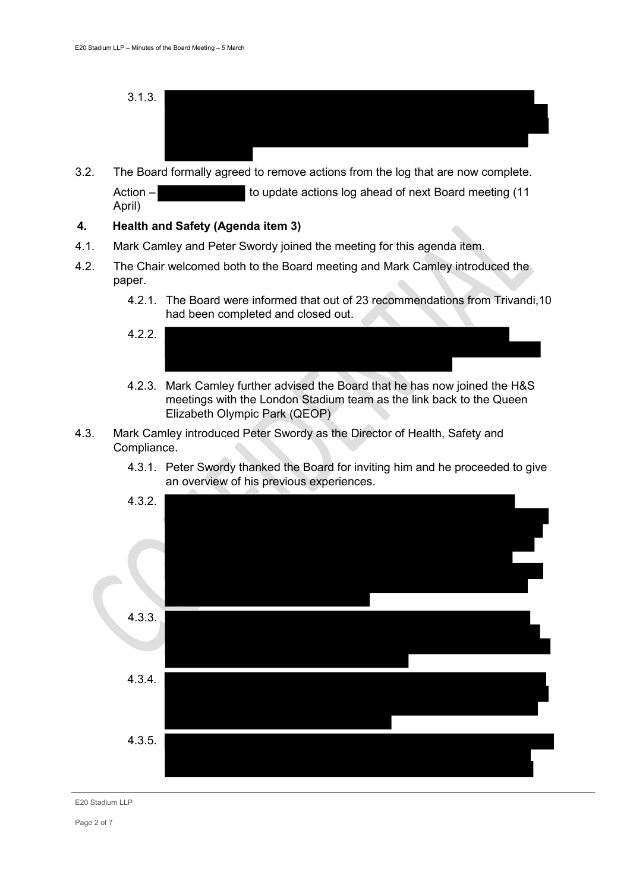3.1.3. [REDACTED]

3.2. The Board formally agreed to remove actions from the log that are now complete.

Action – [REDACTED] to update actions log ahead of next Board meeting (11 April)

**4. Health and Safety (Agenda item 3)**

4.1. Mark Camley and Peter Swordy joined the meeting for this agenda item.

4.2. The Chair welcomed both to the Board meeting and Mark Camley introduced the paper.

4.2.1. The Board were informed that out of 23 recommendations from Trivandi,10 had been completed and closed out.

4.2.2. [REDACTED]

4.2.3. Mark Camley further advised the Board that he has now joined the H&S meetings with the London Stadium team as the link back to the Queen Elizabeth Olympic Park (QEOP)

4.3. Mark Camley introduced Peter Swordy as the Director of Health, Safety and Compliance.

4.3.1. Peter Swordy thanked the Board for inviting him and he proceeded to give an overview of his previous experiences.

4.3.2. [REDACTED]

4.3.3. [REDACTED]

4.3.4. [REDACTED]

4.3.5. [REDACTED]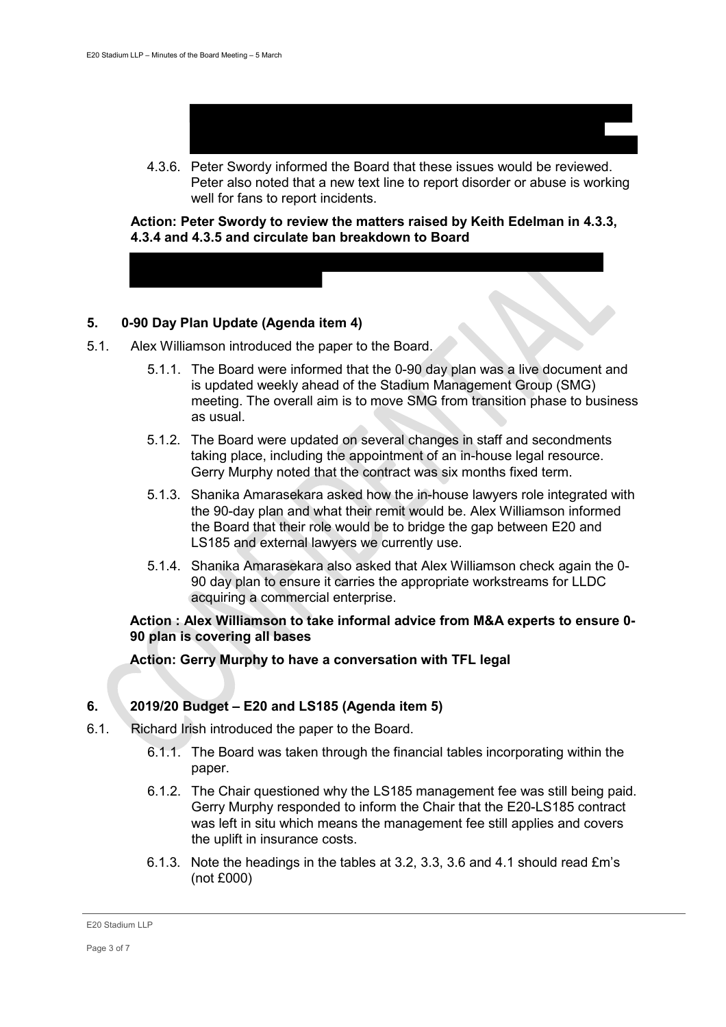4.3.6. Peter Swordy informed the Board that these issues would be reviewed. Peter also noted that a new text line to report disorder or abuse is working well for fans to report incidents.

**Action: Peter Swordy to review the matters raised by Keith Edelman in 4.3.3, 4.3.4 and 4.3.5 and circulate ban breakdown to Board**

## 5. 0-90 Day Plan Update (Agenda item 4)

5.1. Alex Williamson introduced the paper to the Board.

5.1.1. The Board were informed that the 0-90 day plan was a live document and is updated weekly ahead of the Stadium Management Group (SMG) meeting. The overall aim is to move SMG from transition phase to business as usual.

5.1.2. The Board were updated on several changes in staff and secondments taking place, including the appointment of an in-house legal resource. Gerry Murphy noted that the contract was six months fixed term.

5.1.3. Shanika Amarasekara asked how the in-house lawyers role integrated with the 90-day plan and what their remit would be. Alex Williamson informed the Board that their role would be to bridge the gap between E20 and LS185 and external lawyers we currently use.

5.1.4. Shanika Amarasekara also asked that Alex Williamson check again the 0-90 day plan to ensure it carries the appropriate workstreams for LLDC acquiring a commercial enterprise.

**Action : Alex Williamson to take informal advice from M&A experts to ensure 0-90 plan is covering all bases**

**Action: Gerry Murphy to have a conversation with TFL legal**

## 6. 2019/20 Budget – E20 and LS185 (Agenda item 5)

6.1. Richard Irish introduced the paper to the Board.

6.1.1. The Board was taken through the financial tables incorporating within the paper.

6.1.2. The Chair questioned why the LS185 management fee was still being paid. Gerry Murphy responded to inform the Chair that the E20-LS185 contract was left in situ which means the management fee still applies and covers the uplift in insurance costs.

6.1.3. Note the headings in the tables at 3.2, 3.3, 3.6 and 4.1 should read £m's (not £000)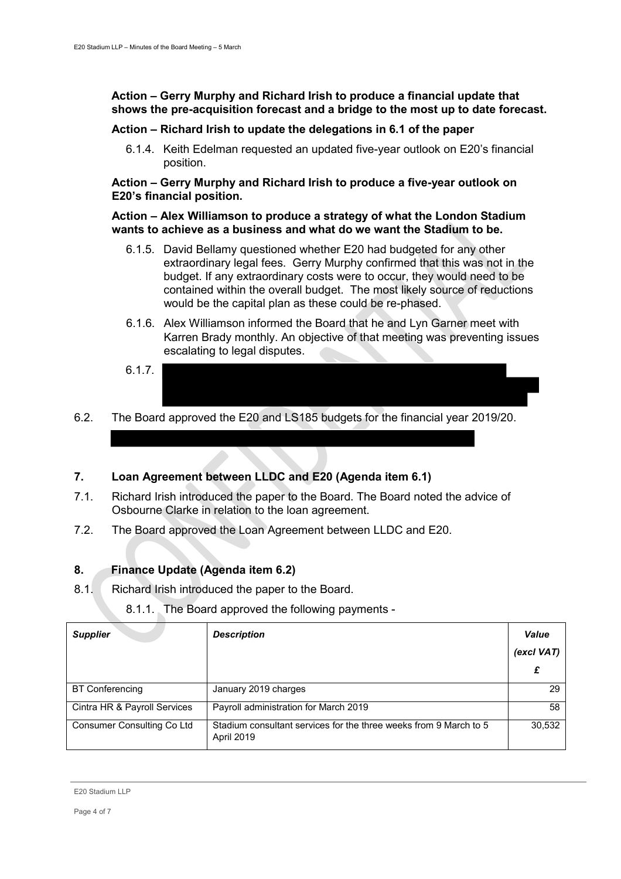**Action – Gerry Murphy and Richard Irish to produce a financial update that shows the pre-acquisition forecast and a bridge to the most up to date forecast.**

**Action – Richard Irish to update the delegations in 6.1 of the paper**

6.1.4. Keith Edelman requested an updated five-year outlook on E20's financial position.

**Action – Gerry Murphy and Richard Irish to produce a five-year outlook on E20's financial position.**

**Action – Alex Williamson to produce a strategy of what the London Stadium wants to achieve as a business and what do we want the Stadium to be.**

6.1.5. David Bellamy questioned whether E20 had budgeted for any other extraordinary legal fees. Gerry Murphy confirmed that this was not in the budget. If any extraordinary costs were to occur, they would need to be contained within the overall budget. The most likely source of reductions would be the capital plan as these could be re-phased.

6.1.6. Alex Williamson informed the Board that he and Lyn Garner meet with Karren Brady monthly. An objective of that meeting was preventing issues escalating to legal disputes.

6.1.7.

6.2. The Board approved the E20 and LS185 budgets for the financial year 2019/20.

## 7. Loan Agreement between LLDC and E20 (Agenda item 6.1)

7.1. Richard Irish introduced the paper to the Board. The Board noted the advice of Osbourne Clarke in relation to the loan agreement.

7.2. The Board approved the Loan Agreement between LLDC and E20.

## 8. Finance Update (Agenda item 6.2)

8.1. Richard Irish introduced the paper to the Board.

8.1.1. The Board approved the following payments -

| *Supplier* | *Description* | *Value (excl VAT) £* |
|---|---|---|
| BT Conferencing | January 2019 charges | 29 |
| Cintra HR & Payroll Services | Payroll administration for March 2019 | 58 |
| Consumer Consulting Co Ltd | Stadium consultant services for the three weeks from 9 March to 5 April 2019 | 30,532 |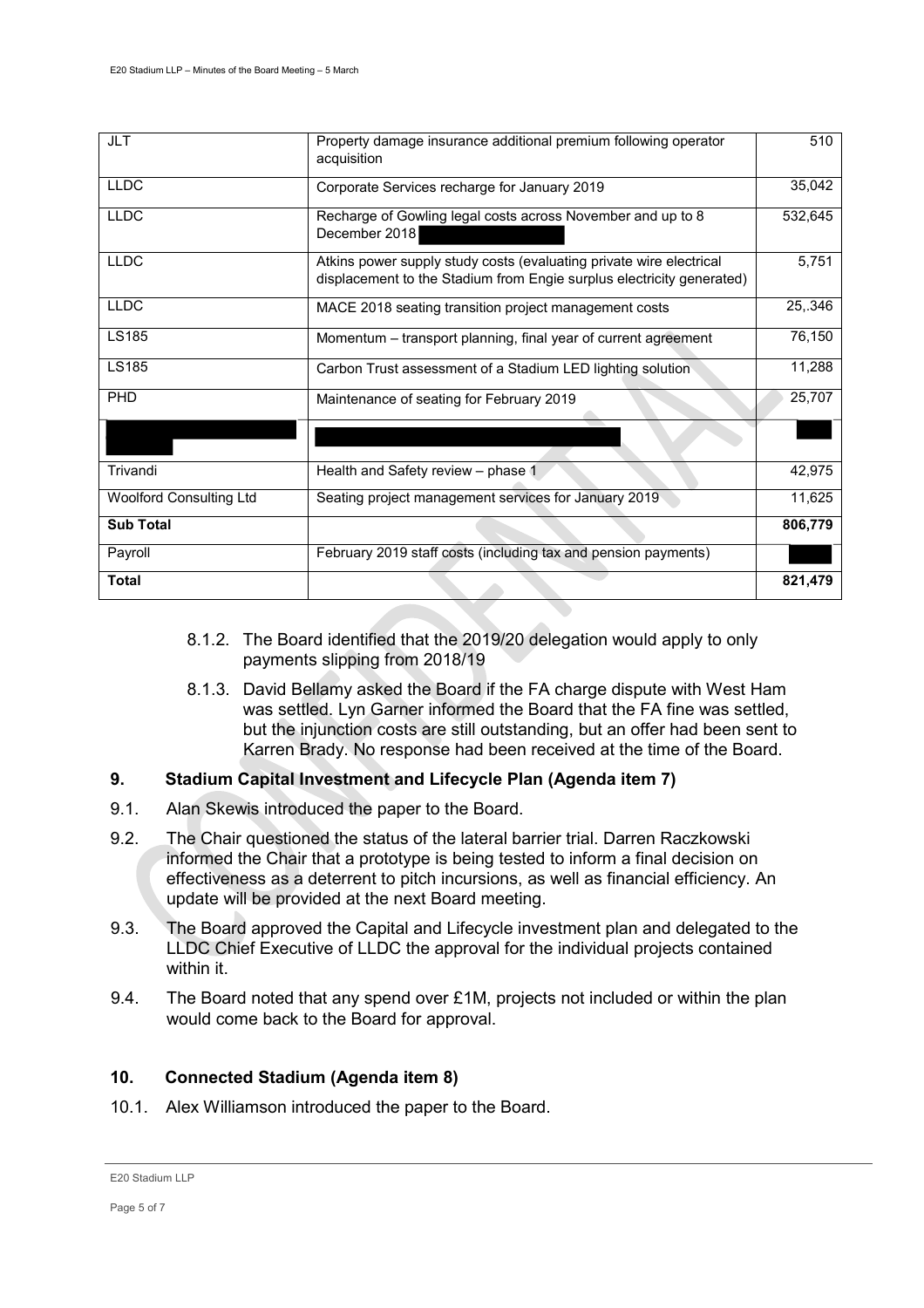| JLT | Property damage insurance additional premium following operator acquisition | 510 |
|---|---|---|
| LLDC | Corporate Services recharge for January 2019 | 35,042 |
| LLDC | Recharge of Gowling legal costs across November and up to 8 December 2018 | 532,645 |
| LLDC | Atkins power supply study costs (evaluating private wire electrical displacement to the Stadium from Engie surplus electricity generated) | 5,751 |
| LLDC | MACE 2018 seating transition project management costs | 25,.346 |
| LS185 | Momentum – transport planning, final year of current agreement | 76,150 |
| LS185 | Carbon Trust assessment of a Stadium LED lighting solution | 11,288 |
| PHD | Maintenance of seating for February 2019 | 25,707 |
| | | |
| Trivandi | Health and Safety review – phase 1 | 42,975 |
| Woolford Consulting Ltd | Seating project management services for January 2019 | 11,625 |
| **Sub Total** | | **806,779** |
| Payroll | February 2019 staff costs (including tax and pension payments) | |
| **Total** | | **821,479** |

8.1.2. The Board identified that the 2019/20 delegation would apply to only payments slipping from 2018/19

8.1.3. David Bellamy asked the Board if the FA charge dispute with West Ham was settled. Lyn Garner informed the Board that the FA fine was settled, but the injunction costs are still outstanding, but an offer had been sent to Karren Brady. No response had been received at the time of the Board.

## 9. Stadium Capital Investment and Lifecycle Plan (Agenda item 7)

9.1. Alan Skewis introduced the paper to the Board.

9.2. The Chair questioned the status of the lateral barrier trial. Darren Raczkowski informed the Chair that a prototype is being tested to inform a final decision on effectiveness as a deterrent to pitch incursions, as well as financial efficiency. An update will be provided at the next Board meeting.

9.3. The Board approved the Capital and Lifecycle investment plan and delegated to the LLDC Chief Executive of LLDC the approval for the individual projects contained within it.

9.4. The Board noted that any spend over £1M, projects not included or within the plan would come back to the Board for approval.

## 10. Connected Stadium (Agenda item 8)

10.1. Alex Williamson introduced the paper to the Board.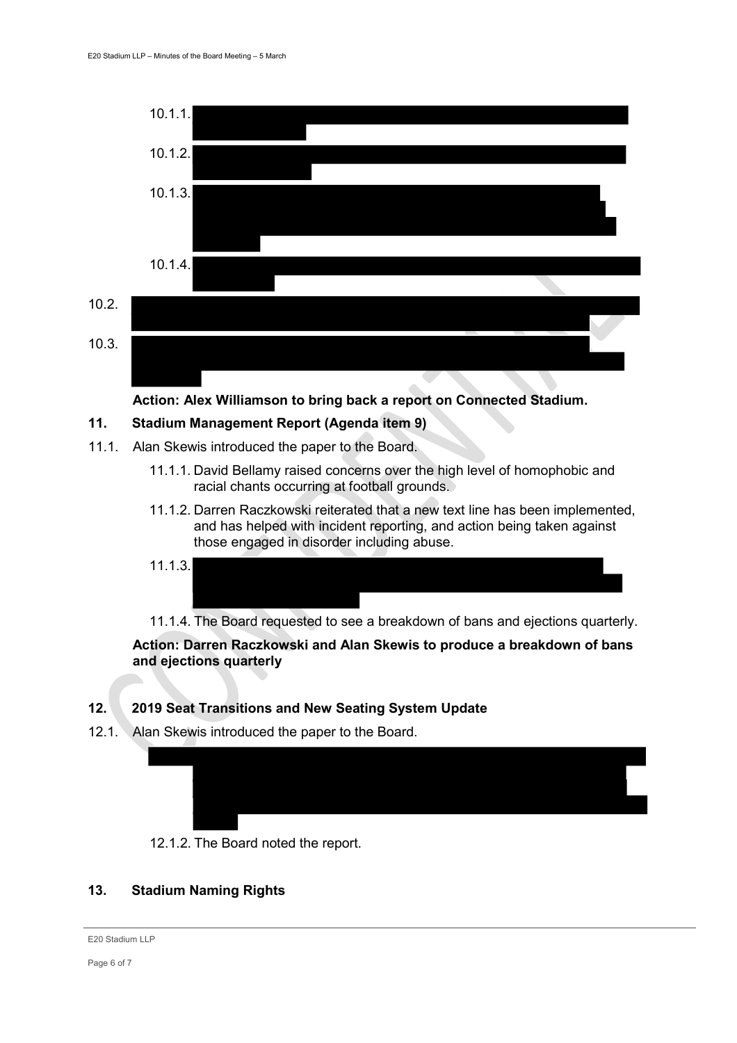10.1.1.

10.1.2.

10.1.3.

10.1.4.

10.2.

10.3.

**Action: Alex Williamson to bring back a report on Connected Stadium.**

## 11. Stadium Management Report (Agenda item 9)

11.1. Alan Skewis introduced the paper to the Board.

11.1.1. David Bellamy raised concerns over the high level of homophobic and racial chants occurring at football grounds.

11.1.2. Darren Raczkowski reiterated that a new text line has been implemented, and has helped with incident reporting, and action being taken against those engaged in disorder including abuse.

11.1.3.

11.1.4. The Board requested to see a breakdown of bans and ejections quarterly.

**Action: Darren Raczkowski and Alan Skewis to produce a breakdown of bans and ejections quarterly**

## 12. 2019 Seat Transitions and New Seating System Update

12.1. Alan Skewis introduced the paper to the Board.

12.1.2. The Board noted the report.

## 13. Stadium Naming Rights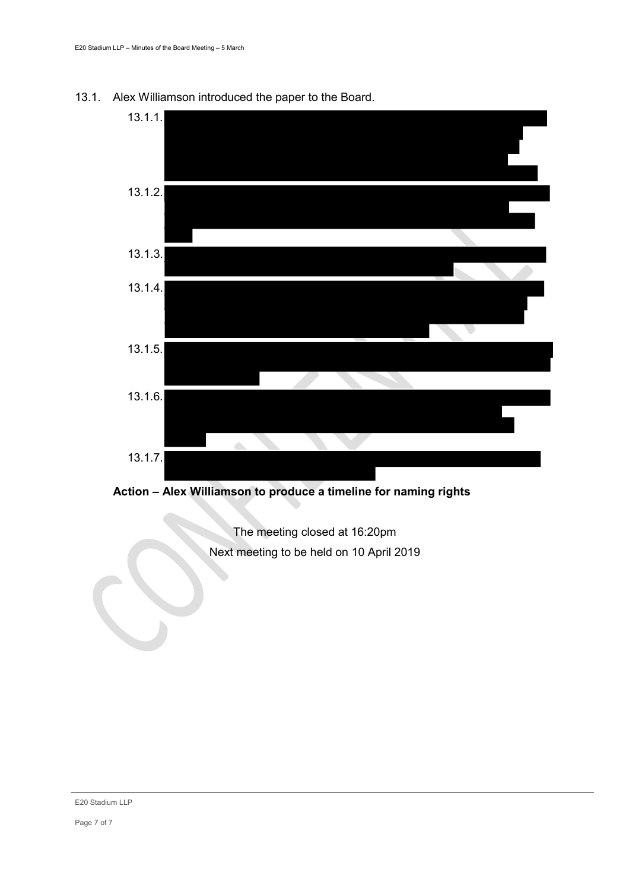13.1. Alex Williamson introduced the paper to the Board.

13.1.1. 

13.1.2. 

13.1.3. 

13.1.4. 

13.1.5. 

13.1.6. 

13.1.7. 

**Action – Alex Williamson to produce a timeline for naming rights**

The meeting closed at 16:20pm

Next meeting to be held on 10 April 2019